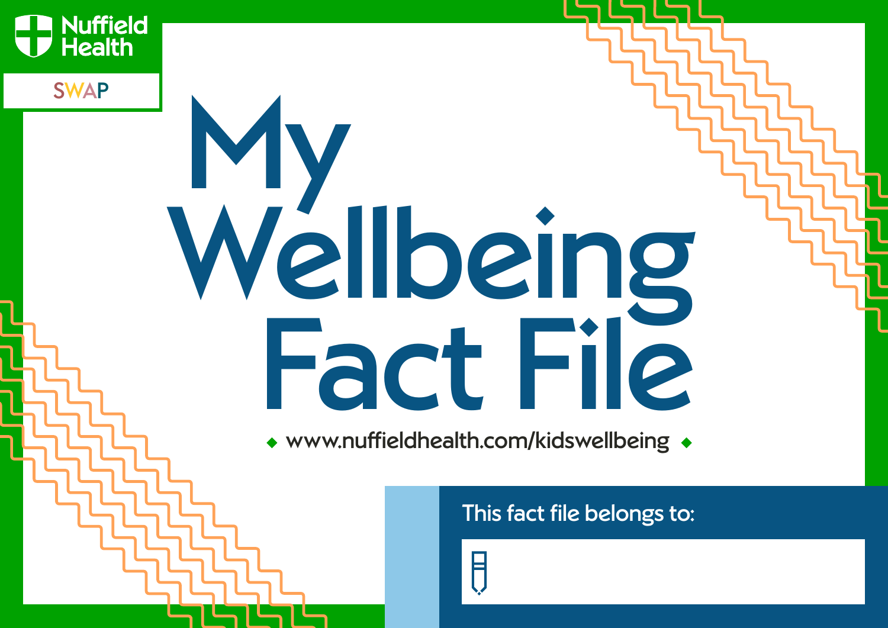Nuffield Health

SWAP

# My Wellbeing Fact File

www.nuffieldhealth.com/kidswellbeing

This fact file belongs to: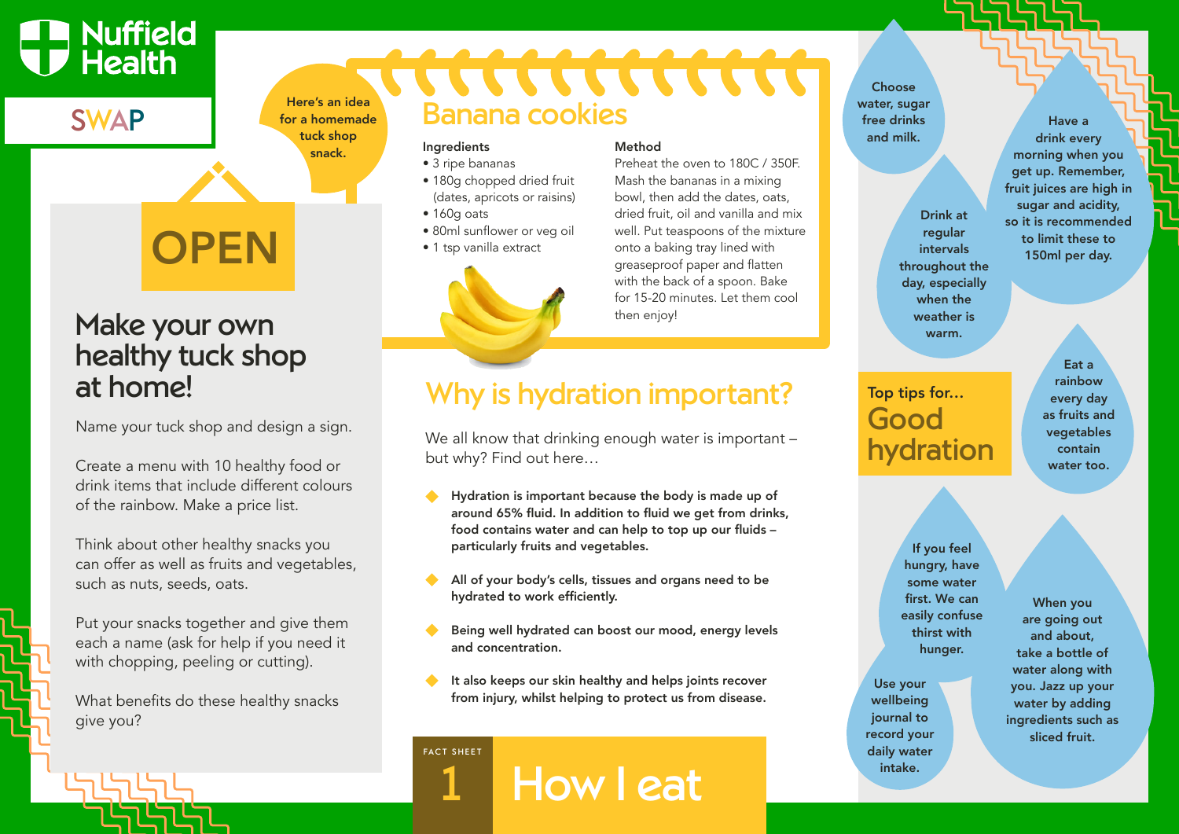Nuffield Health

SWAP

OPEN

## Make your own healthy tuck shop at home!

Name your tuck shop and design a sign.

Create a menu with 10 healthy food or drink items that include different colours of the rainbow. Make a price list.

Think about other healthy snacks you can offer as well as fruits and vegetables, such as nuts, seeds, oats.

Put your snacks together and give them each a name (ask for help if you need it with chopping, peeling or cutting).

What benefits do these healthy snacks give you?

Here's an idea for a homemade tuck shop snack.

## Banana cookies

**Ingredients**

- 3 ripe bananas
- 180g chopped dried fruit (dates, apricots or raisins)
- 160g oats
- 80ml sunflower or veg oil
- 1 tsp vanilla extract

**Method**

Preheat the oven to 180C / 350F. Mash the bananas in a mixing bowl, then add the dates, oats, dried fruit, oil and vanilla and mix well. Put teaspoons of the mixture onto a baking tray lined with greaseproof paper and flatten with the back of a spoon. Bake for 15-20 minutes. Let them cool then enjoy!

## Why is hydration important?

We all know that drinking enough water is important – but why? Find out here…

- **Hydration is important because the body is made up of around 65% fluid. In addition to fluid we get from drinks, food contains water and can help to top up our fluids – particularly fruits and vegetables.**
- **All of your body's cells, tissues and organs need to be hydrated to work efficiently.**
- **Being well hydrated can boost our mood, energy levels and concentration.**
- **It also keeps our skin healthy and helps joints recover from injury, whilst helping to protect us from disease.**

FACT SHEET 1

# How I eat

## Top tips for… Good hydration

- Choose water, sugar free drinks and milk.
- Have a drink every morning when you get up. Remember, fruit juices are high in sugar and acidity, so it is recommended to limit these to 150ml per day.
- Drink at regular intervals throughout the day, especially when the weather is warm.
- Eat a rainbow every day as fruits and vegetables contain water too.
- If you feel hungry, have some water first. We can easily confuse thirst with hunger.
- When you are going out and about, take a bottle of water along with you. Jazz up your water by adding ingredients such as sliced fruit.
- Use your wellbeing journal to record your daily water intake.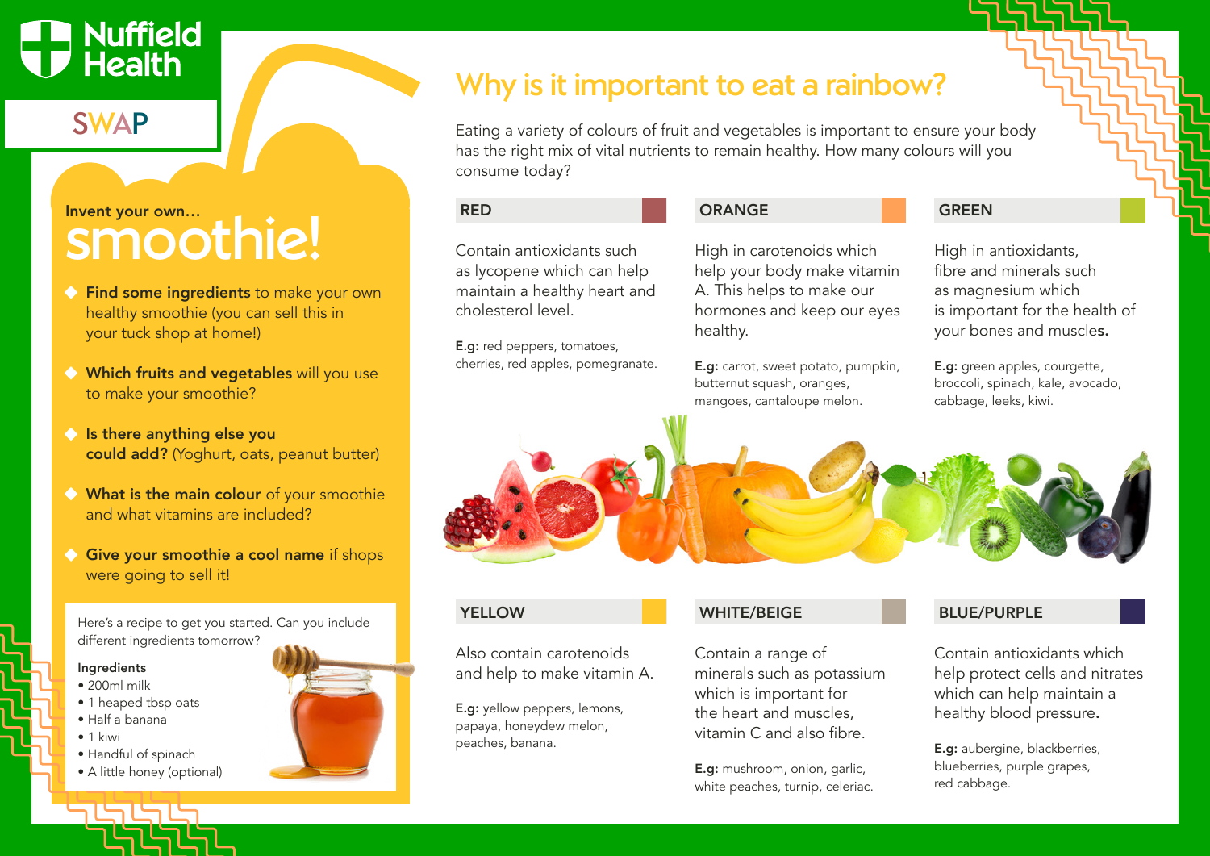Nuffield Health

SWAP

Invent your own…

# smoothie!

- **Find some ingredients** to make your own healthy smoothie (you can sell this in your tuck shop at home!)
- **Which fruits and vegetables** will you use to make your smoothie?
- **Is there anything else you could add?** (Yoghurt, oats, peanut butter)
- **What is the main colour** of your smoothie and what vitamins are included?
- **Give your smoothie a cool name** if shops were going to sell it!

Here's a recipe to get you started. Can you include different ingredients tomorrow?

**Ingredients**

- 200ml milk
- 1 heaped tbsp oats
- Half a banana
- 1 kiwi
- Handful of spinach
- A little honey (optional)

## Why is it important to eat a rainbow?

Eating a variety of colours of fruit and vegetables is important to ensure your body has the right mix of vital nutrients to remain healthy. How many colours will you consume today?

### RED

Contain antioxidants such as lycopene which can help maintain a healthy heart and cholesterol level.

**E.g:** red peppers, tomatoes, cherries, red apples, pomegranate.

### ORANGE

High in carotenoids which help your body make vitamin A. This helps to make our hormones and keep our eyes healthy.

**E.g:** carrot, sweet potato, pumpkin, butternut squash, oranges, mangoes, cantaloupe melon.

### GREEN

High in antioxidants, fibre and minerals such as magnesium which is important for the health of your bones and muscles.

**E.g:** green apples, courgette, broccoli, spinach, kale, avocado, cabbage, leeks, kiwi.

### YELLOW

Also contain carotenoids and help to make vitamin A.

**E.g:** yellow peppers, lemons, papaya, honeydew melon, peaches, banana.

### WHITE/BEIGE

Contain a range of minerals such as potassium which is important for the heart and muscles, vitamin C and also fibre.

**E.g:** mushroom, onion, garlic, white peaches, turnip, celeriac.

### BLUE/PURPLE

Contain antioxidants which help protect cells and nitrates which can help maintain a healthy blood pressure.

**E.g:** aubergine, blackberries, blueberries, purple grapes, red cabbage.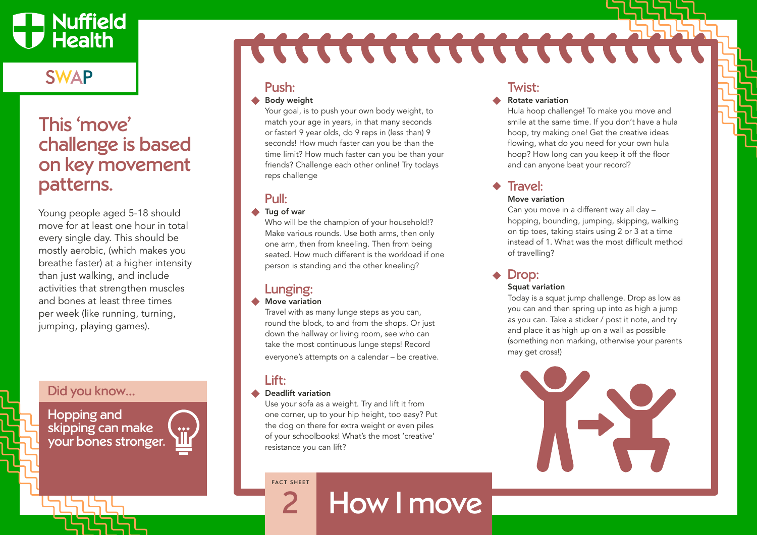Nuffield Health

SWAP

# This 'move' challenge is based on key movement patterns.

Young people aged 5-18 should move for at least one hour in total every single day. This should be mostly aerobic, (which makes you breathe faster) at a higher intensity than just walking, and include activities that strengthen muscles and bones at least three times per week (like running, turning, jumping, playing games).

**Did you know...**

Hopping and skipping can make your bones stronger.

## Push:

- **Body weight**

  Your goal, is to push your own body weight, to match your age in years, in that many seconds or faster! 9 year olds, do 9 reps in (less than) 9 seconds! How much faster can you be than the time limit? How much faster can you be than your friends? Challenge each other online! Try todays reps challenge

## Pull:

- **Tug of war**

  Who will be the champion of your household!? Make various rounds. Use both arms, then only one arm, then from kneeling. Then from being seated. How much different is the workload if one person is standing and the other kneeling?

## Lunging:

- **Move variation**

  Travel with as many lunge steps as you can, round the block, to and from the shops. Or just down the hallway or living room, see who can take the most continuous lunge steps! Record everyone's attempts on a calendar – be creative.

## Lift:

- **Deadlift variation**

  Use your sofa as a weight. Try and lift it from one corner, up to your hip height, too easy? Put the dog on there for extra weight or even piles of your schoolbooks! What's the most 'creative' resistance you can lift?

## Twist:

- **Rotate variation**

  Hula hoop challenge! To make you move and smile at the same time. If you don't have a hula hoop, try making one! Get the creative ideas flowing, what do you need for your own hula hoop? How long can you keep it off the floor and can anyone beat your record?

## Travel:

- **Move variation**

  Can you move in a different way all day – hopping, bounding, jumping, skipping, walking on tip toes, taking stairs using 2 or 3 at a time instead of 1. What was the most difficult method of travelling?

## Drop:

- **Squat variation**

  Today is a squat jump challenge. Drop as low as you can and then spring up into as high a jump as you can. Take a sticker / post it note, and try and place it as high up on a wall as possible (something non marking, otherwise your parents may get cross!)

FACT SHEET 2 — How I move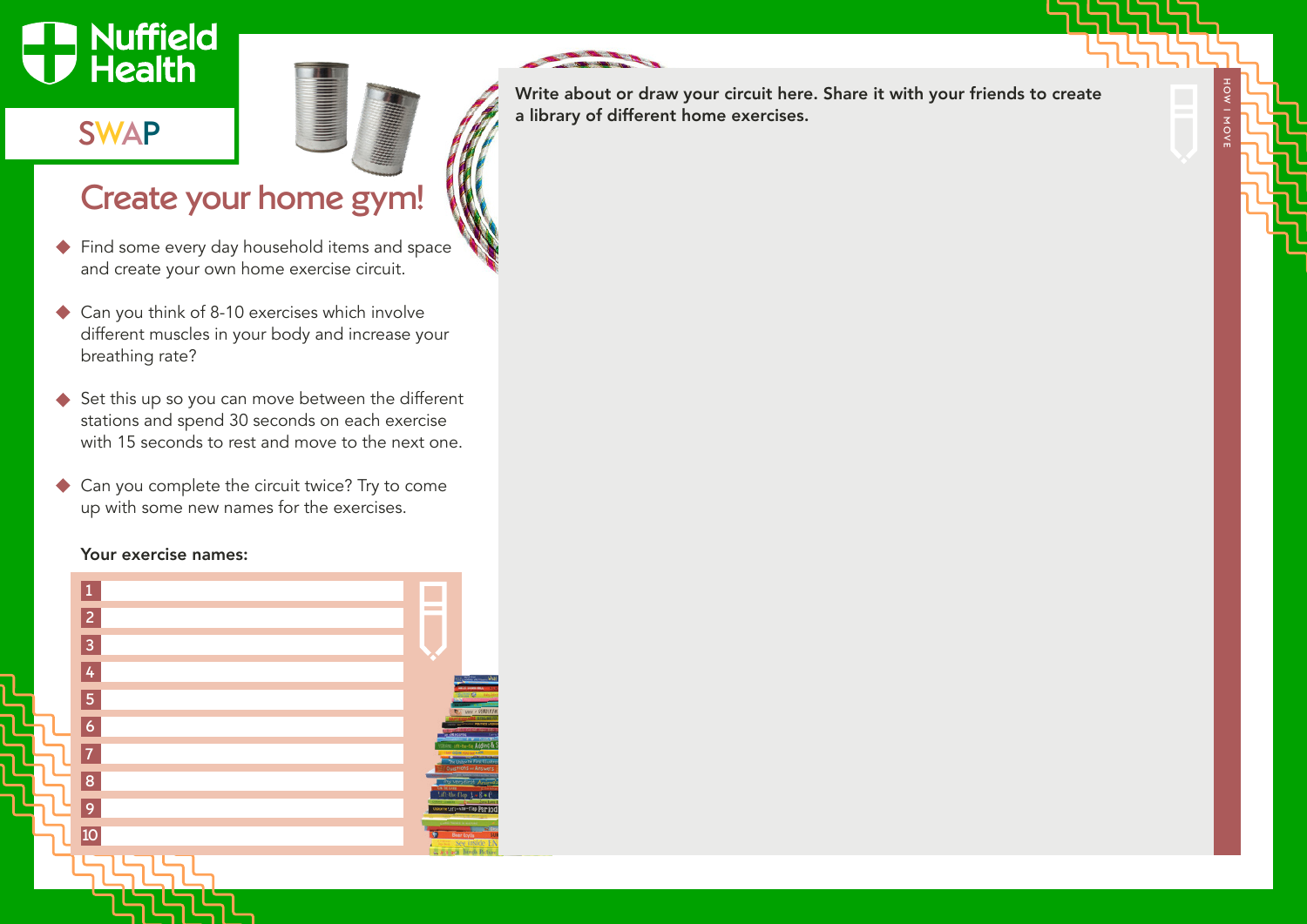Nuffield Health

SWAP

# Create your home gym!

- Find some every day household items and space and create your own home exercise circuit.
- Can you think of 8-10 exercises which involve different muscles in your body and increase your breathing rate?
- Set this up so you can move between the different stations and spend 30 seconds on each exercise with 15 seconds to rest and move to the next one.
- Can you complete the circuit twice? Try to come up with some new names for the exercises.

**Your exercise names:**

1. 
2. 
3. 
4. 
5. 
6. 
7. 
8. 
9. 
10. 

**Write about or draw your circuit here. Share it with your friends to create a library of different home exercises.**

HOW I MOVE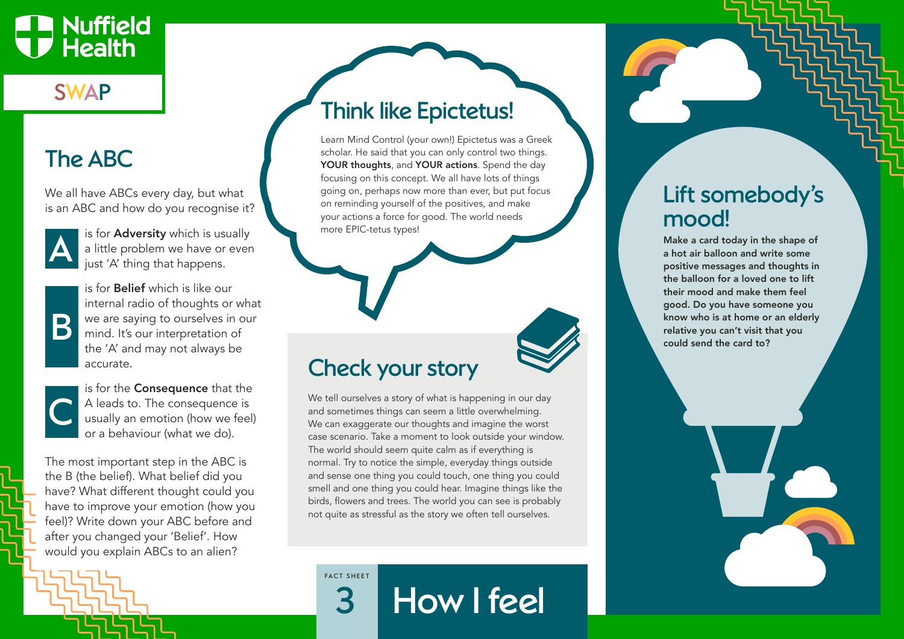Nuffield Health

SWAP

## The ABC

We all have ABCs every day, but what is an ABC and how do you recognise it?

**A** is for **Adversity** which is usually a little problem we have or even just 'A' thing that happens.

**B** is for **Belief** which is like our internal radio of thoughts or what we are saying to ourselves in our mind. It's our interpretation of the 'A' and may not always be accurate.

**C** is for the **Consequence** that the A leads to. The consequence is usually an emotion (how we feel) or a behaviour (what we do).

The most important step in the ABC is the B (the belief). What belief did you have? What different thought could you have to improve your emotion (how you feel)? Write down your ABC before and after you changed your 'Belief'. How would you explain ABCs to an alien?

## Think like Epictetus!

Learn Mind Control (your own!) Epictetus was a Greek scholar. He said that you can only control two things. **YOUR thoughts**, and **YOUR actions**. Spend the day focusing on this concept. We all have lots of things going on, perhaps now more than ever, but put focus on reminding yourself of the positives, and make your actions a force for good. The world needs more EPIC-tetus types!

## Check your story

We tell ourselves a story of what is happening in our day and sometimes things can seem a little overwhelming. We can exaggerate our thoughts and imagine the worst case scenario. Take a moment to look outside your window. The world should seem quite calm as if everything is normal. Try to notice the simple, everyday things outside and sense one thing you could touch, one thing you could smell and one thing you could hear. Imagine things like the birds, flowers and trees. The world you can see is probably not quite as stressful as the story we often tell ourselves.

## Lift somebody's mood!

**Make a card today in the shape of a hot air balloon and write some positive messages and thoughts in the balloon for a loved one to lift their mood and make them feel good. Do you have someone you know who is at home or an elderly relative you can't visit that you could send the card to?**

FACT SHEET 3

# How I feel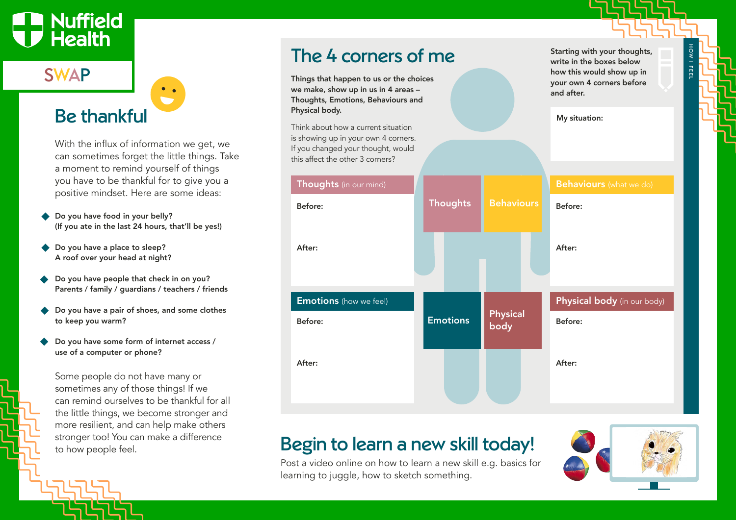Nuffield Health

SWAP

## Be thankful

With the influx of information we get, we can sometimes forget the little things. Take a moment to remind yourself of things you have to be thankful for to give you a positive mindset. Here are some ideas:

- **Do you have food in your belly? (If you ate in the last 24 hours, that'll be yes!)**
- **Do you have a place to sleep? A roof over your head at night?**
- **Do you have people that check in on you? Parents / family / guardians / teachers / friends**
- **Do you have a pair of shoes, and some clothes to keep you warm?**
- **Do you have some form of internet access / use of a computer or phone?**

Some people do not have many or sometimes any of those things! If we can remind ourselves to be thankful for all the little things, we become stronger and more resilient, and can help make others stronger too! You can make a difference to how people feel.

## The 4 corners of me

HOW I FEEL

**Things that happen to us or the choices we make, show up in us in 4 areas – Thoughts, Emotions, Behaviours and Physical body.**

Think about how a current situation is showing up in your own 4 corners. If you changed your thought, would this affect the other 3 corners?

**Starting with your thoughts, write in the boxes below how this would show up in your own 4 corners before and after.**

**My situation:**

**Thoughts** (in our mind)

Before:

After:

**Behaviours** (what we do)

Before:

After:

**Emotions** (how we feel)

Before:

After:

**Physical body** (in our body)

Before:

After:

| Thoughts | Behaviours |
| --- | --- |
| Emotions | Physical body |

## Begin to learn a new skill today!

Post a video online on how to learn a new skill e.g. basics for learning to juggle, how to sketch something.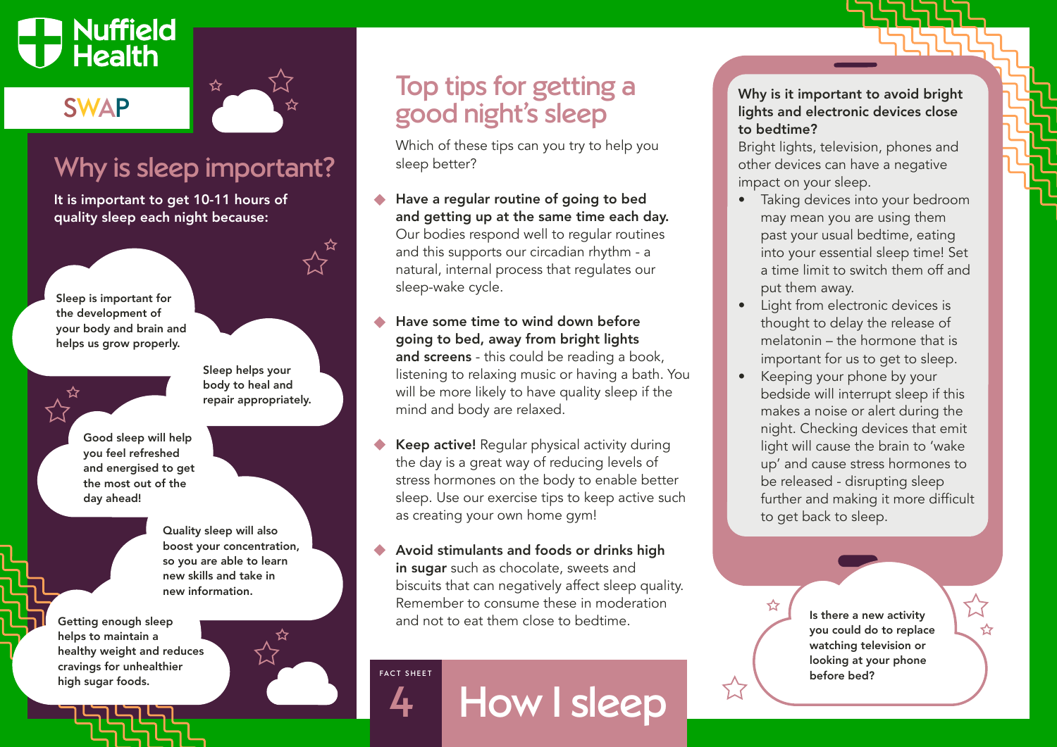Nuffield Health

SWAP

## Why is sleep important?

**It is important to get 10-11 hours of quality sleep each night because:**

- Sleep is important for the development of your body and brain and helps us grow properly.
- Sleep helps your body to heal and repair appropriately.
- Good sleep will help you feel refreshed and energised to get the most out of the day ahead!
- Quality sleep will also boost your concentration, so you are able to learn new skills and take in new information.
- Getting enough sleep helps to maintain a healthy weight and reduces cravings for unhealthier high sugar foods.

## Top tips for getting a good night's sleep

Which of these tips can you try to help you sleep better?

- **Have a regular routine of going to bed and getting up at the same time each day.** Our bodies respond well to regular routines and this supports our circadian rhythm - a natural, internal process that regulates our sleep-wake cycle.
- **Have some time to wind down before going to bed, away from bright lights and screens** - this could be reading a book, listening to relaxing music or having a bath. You will be more likely to have quality sleep if the mind and body are relaxed.
- **Keep active!** Regular physical activity during the day is a great way of reducing levels of stress hormones on the body to enable better sleep. Use our exercise tips to keep active such as creating your own home gym!
- **Avoid stimulants and foods or drinks high in sugar** such as chocolate, sweets and biscuits that can negatively affect sleep quality. Remember to consume these in moderation and not to eat them close to bedtime.

**Why is it important to avoid bright lights and electronic devices close to bedtime?**

Bright lights, television, phones and other devices can have a negative impact on your sleep.

- Taking devices into your bedroom may mean you are using them past your usual bedtime, eating into your essential sleep time! Set a time limit to switch them off and put them away.
- Light from electronic devices is thought to delay the release of melatonin – the hormone that is important for us to get to sleep.
- Keeping your phone by your bedside will interrupt sleep if this makes a noise or alert during the night. Checking devices that emit light will cause the brain to 'wake up' and cause stress hormones to be released - disrupting sleep further and making it more difficult to get back to sleep.

**Is there a new activity you could do to replace watching television or looking at your phone before bed?**

FACT SHEET 4

# How I sleep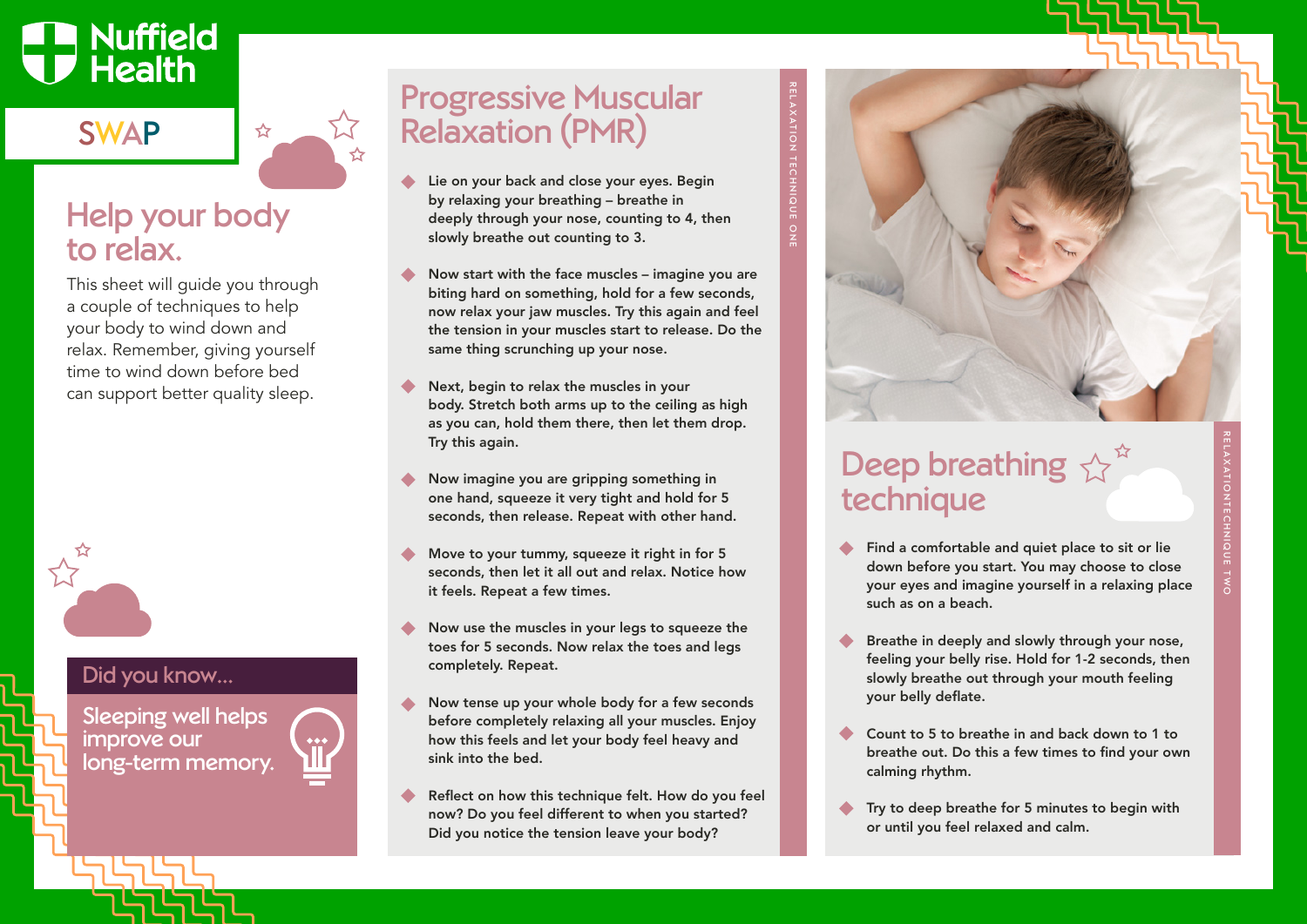Nuffield Health

SWAP

# Help your body to relax.

This sheet will guide you through a couple of techniques to help your body to wind down and relax. Remember, giving yourself time to wind down before bed can support better quality sleep.

## Did you know...

Sleeping well helps improve our long-term memory.

## Progressive Muscular Relaxation (PMR)

RELAXATION TECHNIQUE ONE

- Lie on your back and close your eyes. Begin by relaxing your breathing – breathe in deeply through your nose, counting to 4, then slowly breathe out counting to 3.
- Now start with the face muscles – imagine you are biting hard on something, hold for a few seconds, now relax your jaw muscles. Try this again and feel the tension in your muscles start to release. Do the same thing scrunching up your nose.
- Next, begin to relax the muscles in your body. Stretch both arms up to the ceiling as high as you can, hold them there, then let them drop. Try this again.
- Now imagine you are gripping something in one hand, squeeze it very tight and hold for 5 seconds, then release. Repeat with other hand.
- Move to your tummy, squeeze it right in for 5 seconds, then let it all out and relax. Notice how it feels. Repeat a few times.
- Now use the muscles in your legs to squeeze the toes for 5 seconds. Now relax the toes and legs completely. Repeat.
- Now tense up your whole body for a few seconds before completely relaxing all your muscles. Enjoy how this feels and let your body feel heavy and sink into the bed.
- Reflect on how this technique felt. How do you feel now? Do you feel different to when you started? Did you notice the tension leave your body?

## Deep breathing technique

RELAXATION TECHNIQUE TWO

- Find a comfortable and quiet place to sit or lie down before you start. You may choose to close your eyes and imagine yourself in a relaxing place such as on a beach.
- Breathe in deeply and slowly through your nose, feeling your belly rise. Hold for 1-2 seconds, then slowly breathe out through your mouth feeling your belly deflate.
- Count to 5 to breathe in and back down to 1 to breathe out. Do this a few times to find your own calming rhythm.
- Try to deep breathe for 5 minutes to begin with or until you feel relaxed and calm.